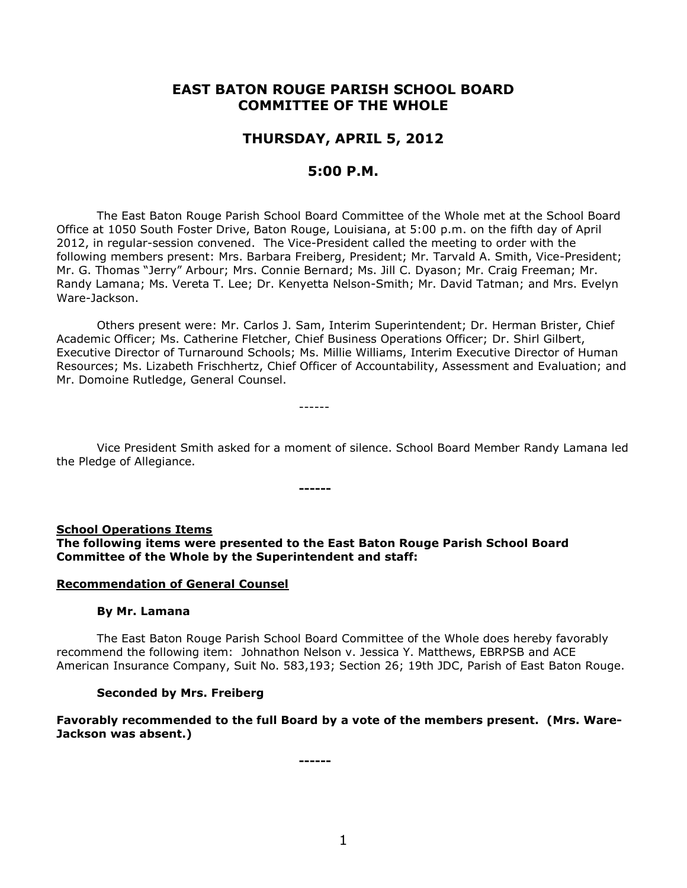# EAST BATON ROUGE PARISH SCHOOL BOARD COMMITTEE OF THE WHOLE

## THURSDAY, APRIL 5, 2012

## 5:00 P.M.

The East Baton Rouge Parish School Board Committee of the Whole met at the School Board Office at 1050 South Foster Drive, Baton Rouge, Louisiana, at 5:00 p.m. on the fifth day of April 2012, in regular-session convened. The Vice-President called the meeting to order with the following members present: Mrs. Barbara Freiberg, President; Mr. Tarvald A. Smith, Vice-President; Mr. G. Thomas "Jerry" Arbour; Mrs. Connie Bernard; Ms. Jill C. Dyason; Mr. Craig Freeman; Mr. Randy Lamana; Ms. Vereta T. Lee; Dr. Kenyetta Nelson-Smith; Mr. David Tatman; and Mrs. Evelyn Ware-Jackson.

Others present were: Mr. Carlos J. Sam, Interim Superintendent; Dr. Herman Brister, Chief Academic Officer; Ms. Catherine Fletcher, Chief Business Operations Officer; Dr. Shirl Gilbert, Executive Director of Turnaround Schools; Ms. Millie Williams, Interim Executive Director of Human Resources; Ms. Lizabeth Frischhertz, Chief Officer of Accountability, Assessment and Evaluation; and Mr. Domoine Rutledge, General Counsel.

------

Vice President Smith asked for a moment of silence. School Board Member Randy Lamana led the Pledge of Allegiance.

**------**

**School Operations Items**

**The following items were presented to the East Baton Rouge Parish School Board Committee of the Whole by the Superintendent and staff:**

**Recommendation of General Counsel**

**By Mr. Lamana**

The East Baton Rouge Parish School Board Committee of the Whole does hereby favorably recommend the following item: Johnathon Nelson v. Jessica Y. Matthews, EBRPSB and ACE American Insurance Company, Suit No. 583,193; Section 26; 19th JDC, Parish of East Baton Rouge.

**Seconded by Mrs. Freiberg**

**Favorably recommended to the full Board by a vote of the members present. (Mrs. Ware-Jackson was absent.)**

**------**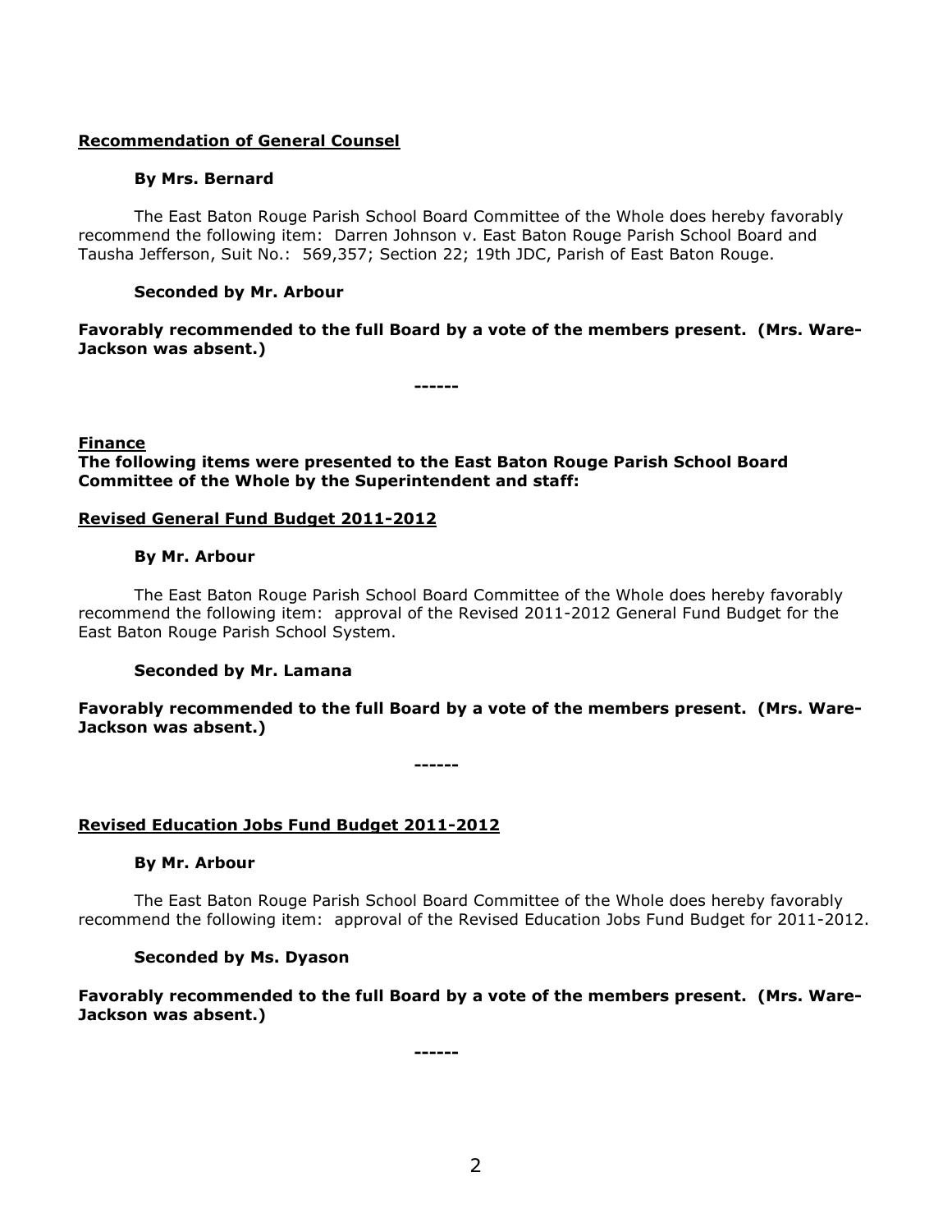**Recommendation of General Counsel**

**By Mrs. Bernard**

The East Baton Rouge Parish School Board Committee of the Whole does hereby favorably recommend the following item: Darren Johnson v. East Baton Rouge Parish School Board and Tausha Jefferson, Suit No.: 569,357; Section 22; 19th JDC, Parish of East Baton Rouge.

**Seconded by Mr. Arbour**

**Favorably recommended to the full Board by a vote of the members present. (Mrs. Ware-Jackson was absent.)**

**------**

**Finance**

**The following items were presented to the East Baton Rouge Parish School Board Committee of the Whole by the Superintendent and staff:**

**Revised General Fund Budget 2011-2012**

**By Mr. Arbour**

The East Baton Rouge Parish School Board Committee of the Whole does hereby favorably recommend the following item: approval of the Revised 2011-2012 General Fund Budget for the East Baton Rouge Parish School System.

**Seconded by Mr. Lamana**

**Favorably recommended to the full Board by a vote of the members present. (Mrs. Ware-Jackson was absent.)**

**------**

**Revised Education Jobs Fund Budget 2011-2012**

**By Mr. Arbour**

The East Baton Rouge Parish School Board Committee of the Whole does hereby favorably recommend the following item: approval of the Revised Education Jobs Fund Budget for 2011-2012.

**Seconded by Ms. Dyason**

**Favorably recommended to the full Board by a vote of the members present. (Mrs. Ware-Jackson was absent.)**

**------**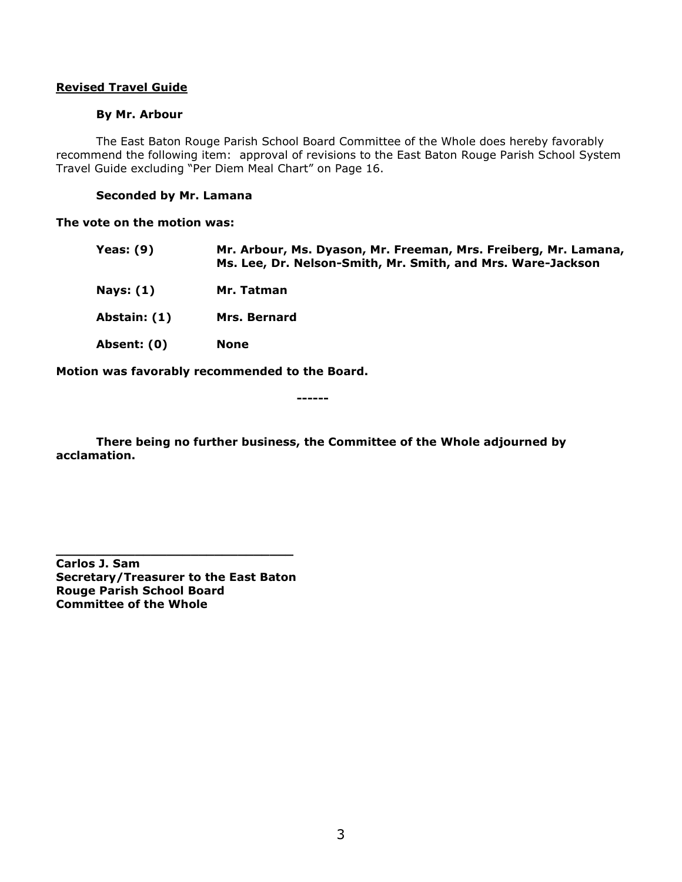**Revised Travel Guide**

**By Mr. Arbour**

The East Baton Rouge Parish School Board Committee of the Whole does hereby favorably recommend the following item: approval of revisions to the East Baton Rouge Parish School System Travel Guide excluding "Per Diem Meal Chart" on Page 16.

**Seconded by Mr. Lamana**

**The vote on the motion was:**

| | |
|---|---|
| **Yeas: (9)** | **Mr. Arbour, Ms. Dyason, Mr. Freeman, Mrs. Freiberg, Mr. Lamana, Ms. Lee, Dr. Nelson-Smith, Mr. Smith, and Mrs. Ware-Jackson** |
| **Nays: (1)** | **Mr. Tatman** |
| **Abstain: (1)** | **Mrs. Bernard** |
| **Absent: (0)** | **None** |

**Motion was favorably recommended to the Board.**

**------**

**There being no further business, the Committee of the Whole adjourned by acclamation.**

______________________________

**Carlos J. Sam**
**Secretary/Treasurer to the East Baton Rouge Parish School Board Committee of the Whole**